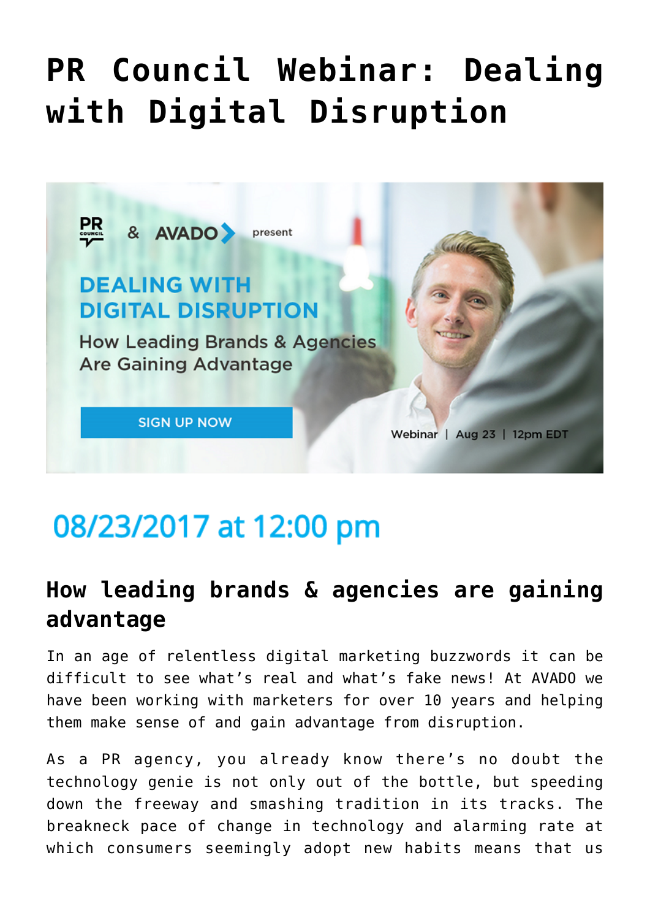# PR Council Webinar: Dealing with Digital Disruption

08/23/2017 at 12:00 pm

## How leading brands & agencies are gaining advantage

In an age of relentless digital marketing buzzwords it can be difficult to see what's real and what's fake news! At AVADO we have been working with marketers for over 10 years and helping them make sense of and gain advantage from disruption.

As a PR agency, you already know there's no doubt the technology genie is not only out of the bottle, but speeding down the freeway and smashing tradition in its tracks. The breakneck pace of change in technology and alarming rate at which consumers seemingly adopt new habits means that us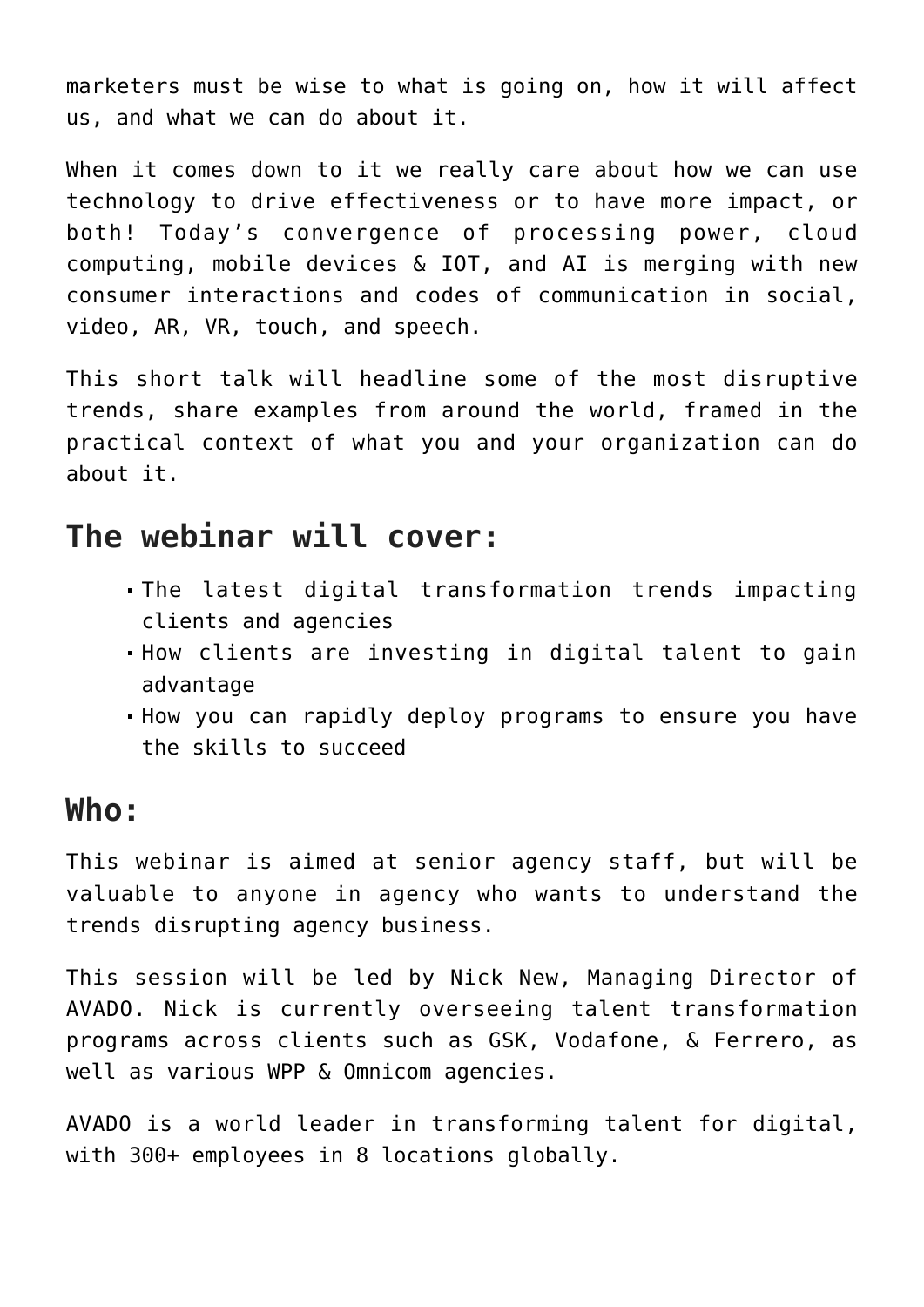marketers must be wise to what is going on, how it will affect us, and what we can do about it.

When it comes down to it we really care about how we can use technology to drive effectiveness or to have more impact, or both! Today's convergence of processing power, cloud computing, mobile devices & IOT, and AI is merging with new consumer interactions and codes of communication in social, video, AR, VR, touch, and speech.

This short talk will headline some of the most disruptive trends, share examples from around the world, framed in the practical context of what you and your organization can do about it.

## The webinar will cover:

- The latest digital transformation trends impacting clients and agencies
- How clients are investing in digital talent to gain advantage
- How you can rapidly deploy programs to ensure you have the skills to succeed

## Who:

This webinar is aimed at senior agency staff, but will be valuable to anyone in agency who wants to understand the trends disrupting agency business.

This session will be led by Nick New, Managing Director of AVADO. Nick is currently overseeing talent transformation programs across clients such as GSK, Vodafone, & Ferrero, as well as various WPP & Omnicom agencies.

AVADO is a world leader in transforming talent for digital, with 300+ employees in 8 locations globally.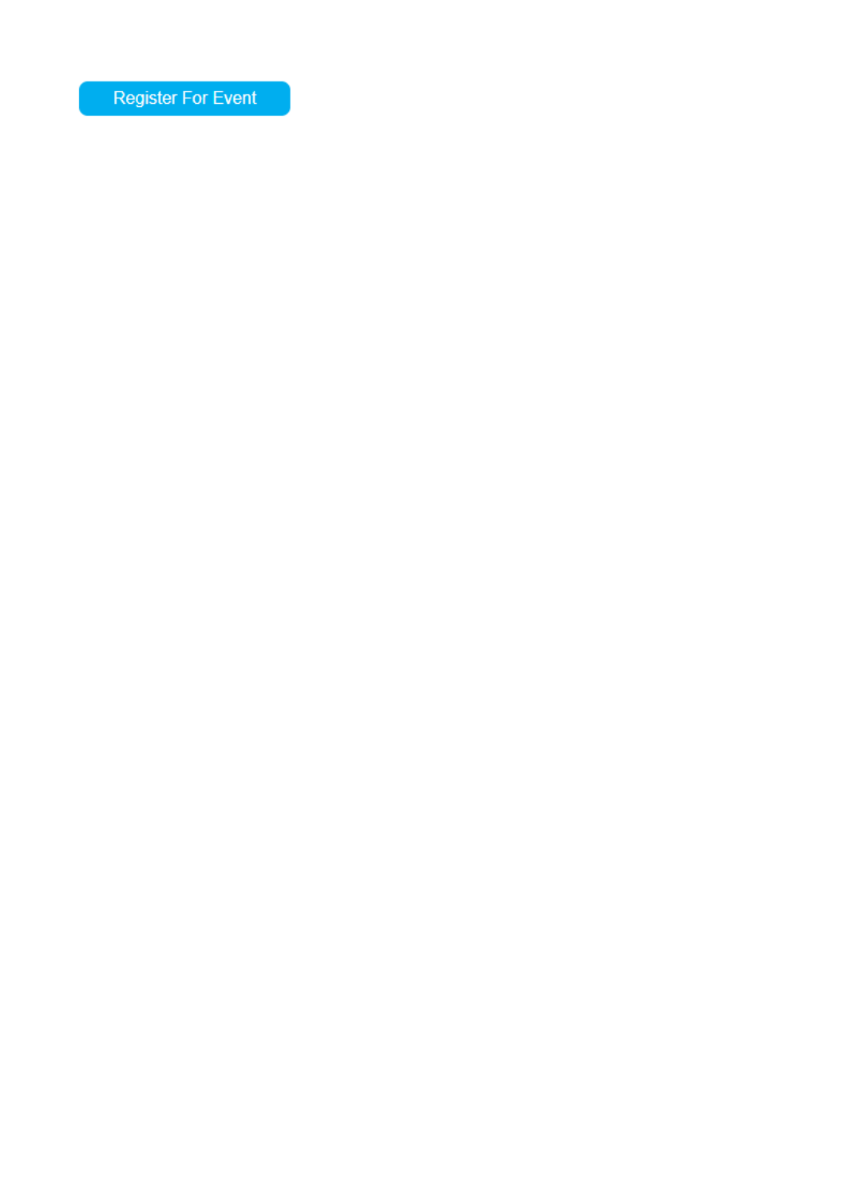Register For Event